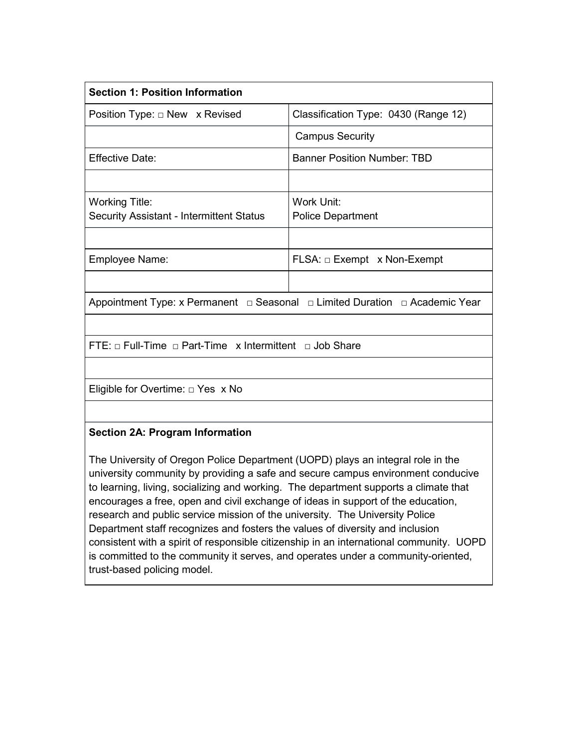| **Section 1: Position Information** | |
|---|---|
| Position Type: □ New x Revised | Classification Type: 0430 (Range 12) |
| | Campus Security |
| Effective Date: | Banner Position Number: TBD |
| | |
| Working Title:<br>Security Assistant - Intermittent Status | Work Unit:<br>Police Department |
| | |
| Employee Name: | FLSA: □ Exempt x Non-Exempt |
| | |
| Appointment Type: x Permanent □ Seasonal □ Limited Duration □ Academic Year | |
| | |
| FTE: □ Full-Time □ Part-Time x Intermittent □ Job Share | |
| | |
| Eligible for Overtime: □ Yes x No | |
| | |

**Section 2A: Program Information**

The University of Oregon Police Department (UOPD) plays an integral role in the university community by providing a safe and secure campus environment conducive to learning, living, socializing and working. The department supports a climate that encourages a free, open and civil exchange of ideas in support of the education, research and public service mission of the university. The University Police Department staff recognizes and fosters the values of diversity and inclusion consistent with a spirit of responsible citizenship in an international community. UOPD is committed to the community it serves, and operates under a community-oriented, trust-based policing model.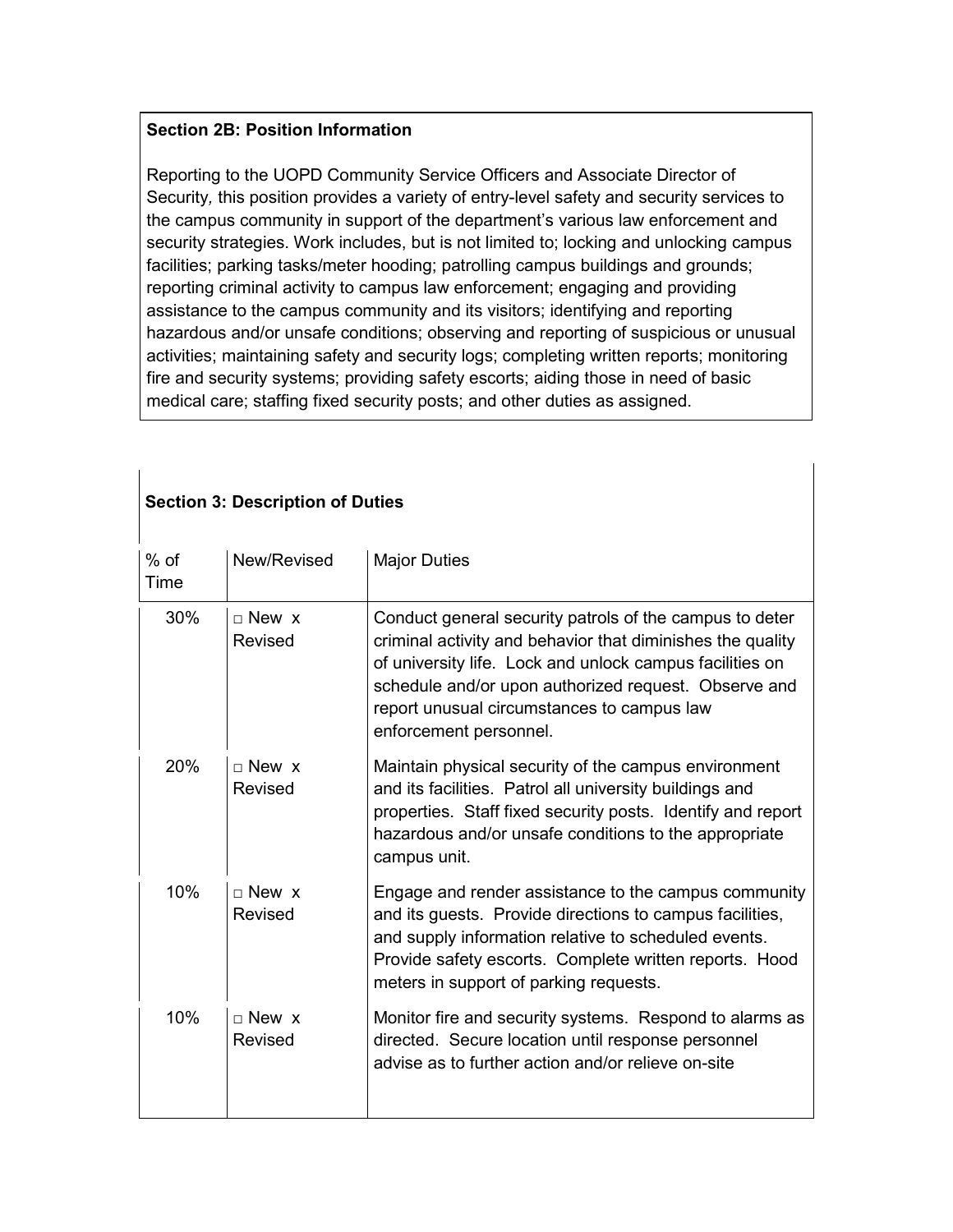**Section 2B: Position Information**

Reporting to the UOPD Community Service Officers and Associate Director of Security, this position provides a variety of entry-level safety and security services to the campus community in support of the department's various law enforcement and security strategies. Work includes, but is not limited to; locking and unlocking campus facilities; parking tasks/meter hooding; patrolling campus buildings and grounds; reporting criminal activity to campus law enforcement; engaging and providing assistance to the campus community and its visitors; identifying and reporting hazardous and/or unsafe conditions; observing and reporting of suspicious or unusual activities; maintaining safety and security logs; completing written reports; monitoring fire and security systems; providing safety escorts; aiding those in need of basic medical care; staffing fixed security posts; and other duties as assigned.

**Section 3: Description of Duties**

| % of Time | New/Revised | Major Duties |
|---|---|---|
| 30% | □ New x Revised | Conduct general security patrols of the campus to deter criminal activity and behavior that diminishes the quality of university life. Lock and unlock campus facilities on schedule and/or upon authorized request. Observe and report unusual circumstances to campus law enforcement personnel. |
| 20% | □ New x Revised | Maintain physical security of the campus environment and its facilities. Patrol all university buildings and properties. Staff fixed security posts. Identify and report hazardous and/or unsafe conditions to the appropriate campus unit. |
| 10% | □ New x Revised | Engage and render assistance to the campus community and its guests. Provide directions to campus facilities, and supply information relative to scheduled events. Provide safety escorts. Complete written reports. Hood meters in support of parking requests. |
| 10% | □ New x Revised | Monitor fire and security systems. Respond to alarms as directed. Secure location until response personnel advise as to further action and/or relieve on-site |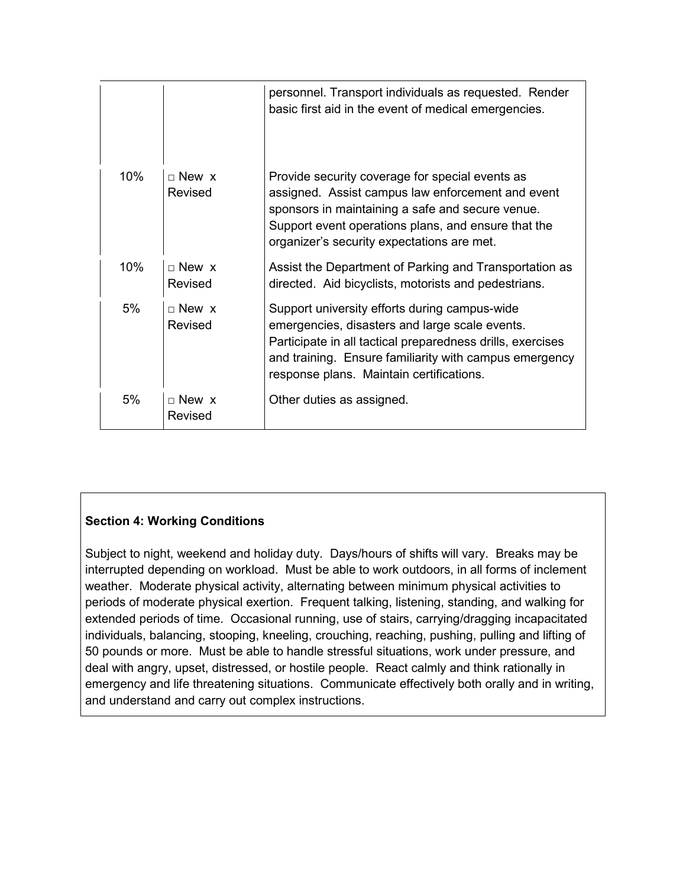| | | |
|---|---|---|
| | | personnel. Transport individuals as requested. Render basic first aid in the event of medical emergencies. |
| 10% | □ New x Revised | Provide security coverage for special events as assigned. Assist campus law enforcement and event sponsors in maintaining a safe and secure venue. Support event operations plans, and ensure that the organizer's security expectations are met. |
| 10% | □ New x Revised | Assist the Department of Parking and Transportation as directed. Aid bicyclists, motorists and pedestrians. |
| 5% | □ New x Revised | Support university efforts during campus-wide emergencies, disasters and large scale events. Participate in all tactical preparedness drills, exercises and training. Ensure familiarity with campus emergency response plans. Maintain certifications. |
| 5% | □ New x Revised | Other duties as assigned. |

**Section 4: Working Conditions**

Subject to night, weekend and holiday duty. Days/hours of shifts will vary. Breaks may be interrupted depending on workload. Must be able to work outdoors, in all forms of inclement weather. Moderate physical activity, alternating between minimum physical activities to periods of moderate physical exertion. Frequent talking, listening, standing, and walking for extended periods of time. Occasional running, use of stairs, carrying/dragging incapacitated individuals, balancing, stooping, kneeling, crouching, reaching, pushing, pulling and lifting of 50 pounds or more. Must be able to handle stressful situations, work under pressure, and deal with angry, upset, distressed, or hostile people. React calmly and think rationally in emergency and life threatening situations. Communicate effectively both orally and in writing, and understand and carry out complex instructions.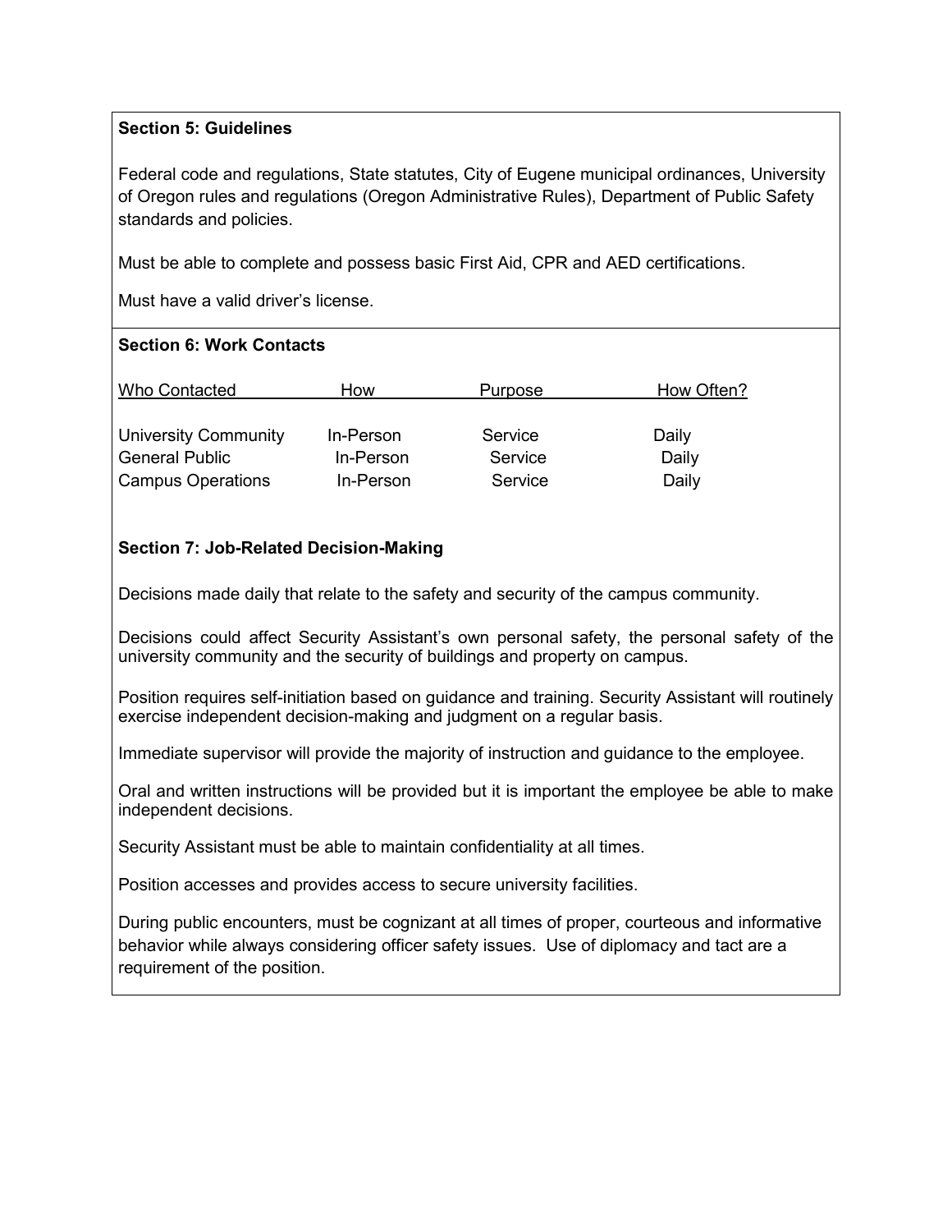**Section 5: Guidelines**

Federal code and regulations, State statutes, City of Eugene municipal ordinances, University of Oregon rules and regulations (Oregon Administrative Rules), Department of Public Safety standards and policies.

Must be able to complete and possess basic First Aid, CPR and AED certifications.

Must have a valid driver's license.

**Section 6: Work Contacts**

| Who Contacted | How | Purpose | How Often? |
|---|---|---|---|
| University Community | In-Person | Service | Daily |
| General Public | In-Person | Service | Daily |
| Campus Operations | In-Person | Service | Daily |

**Section 7: Job-Related Decision-Making**

Decisions made daily that relate to the safety and security of the campus community.

Decisions could affect Security Assistant's own personal safety, the personal safety of the university community and the security of buildings and property on campus.

Position requires self-initiation based on guidance and training. Security Assistant will routinely exercise independent decision-making and judgment on a regular basis.

Immediate supervisor will provide the majority of instruction and guidance to the employee.

Oral and written instructions will be provided but it is important the employee be able to make independent decisions.

Security Assistant must be able to maintain confidentiality at all times.

Position accesses and provides access to secure university facilities.

During public encounters, must be cognizant at all times of proper, courteous and informative behavior while always considering officer safety issues. Use of diplomacy and tact are a requirement of the position.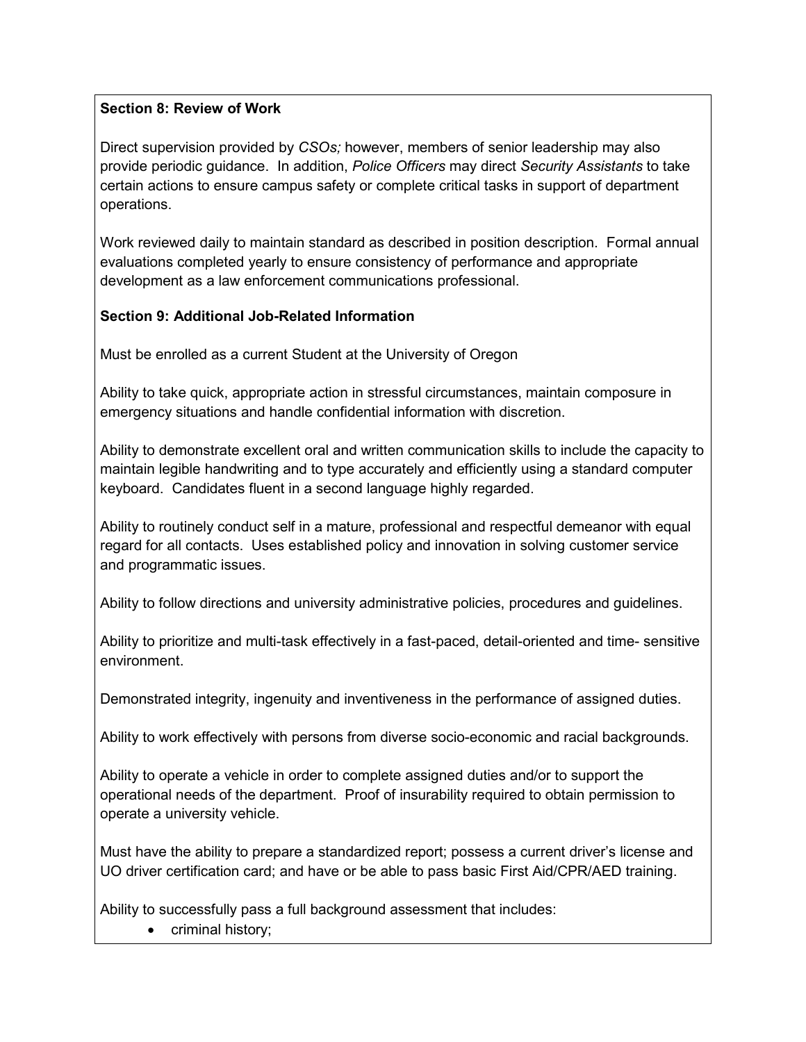**Section 8: Review of Work**

Direct supervision provided by *CSOs;* however, members of senior leadership may also provide periodic guidance. In addition, *Police Officers* may direct *Security Assistants* to take certain actions to ensure campus safety or complete critical tasks in support of department operations.

Work reviewed daily to maintain standard as described in position description. Formal annual evaluations completed yearly to ensure consistency of performance and appropriate development as a law enforcement communications professional.

**Section 9: Additional Job-Related Information**

Must be enrolled as a current Student at the University of Oregon

Ability to take quick, appropriate action in stressful circumstances, maintain composure in emergency situations and handle confidential information with discretion.

Ability to demonstrate excellent oral and written communication skills to include the capacity to maintain legible handwriting and to type accurately and efficiently using a standard computer keyboard. Candidates fluent in a second language highly regarded.

Ability to routinely conduct self in a mature, professional and respectful demeanor with equal regard for all contacts. Uses established policy and innovation in solving customer service and programmatic issues.

Ability to follow directions and university administrative policies, procedures and guidelines.

Ability to prioritize and multi-task effectively in a fast-paced, detail-oriented and time- sensitive environment.

Demonstrated integrity, ingenuity and inventiveness in the performance of assigned duties.

Ability to work effectively with persons from diverse socio-economic and racial backgrounds.

Ability to operate a vehicle in order to complete assigned duties and/or to support the operational needs of the department. Proof of insurability required to obtain permission to operate a university vehicle.

Must have the ability to prepare a standardized report; possess a current driver's license and UO driver certification card; and have or be able to pass basic First Aid/CPR/AED training.

Ability to successfully pass a full background assessment that includes:

- criminal history;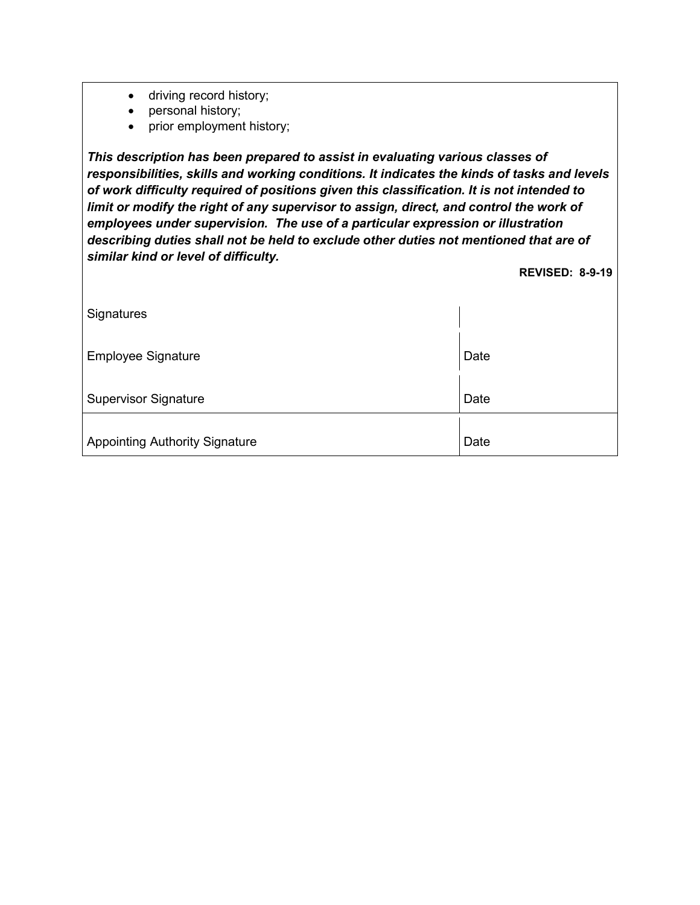- driving record history;
- personal history;
- prior employment history;

***This description has been prepared to assist in evaluating various classes of responsibilities, skills and working conditions. It indicates the kinds of tasks and levels of work difficulty required of positions given this classification. It is not intended to limit or modify the right of any supervisor to assign, direct, and control the work of employees under supervision. The use of a particular expression or illustration describing duties shall not be held to exclude other duties not mentioned that are of similar kind or level of difficulty.***

**REVISED: 8-9-19**

| | |
|---|---|
| Signatures | |
| Employee Signature | Date |
| Supervisor Signature | Date |
| Appointing Authority Signature | Date |